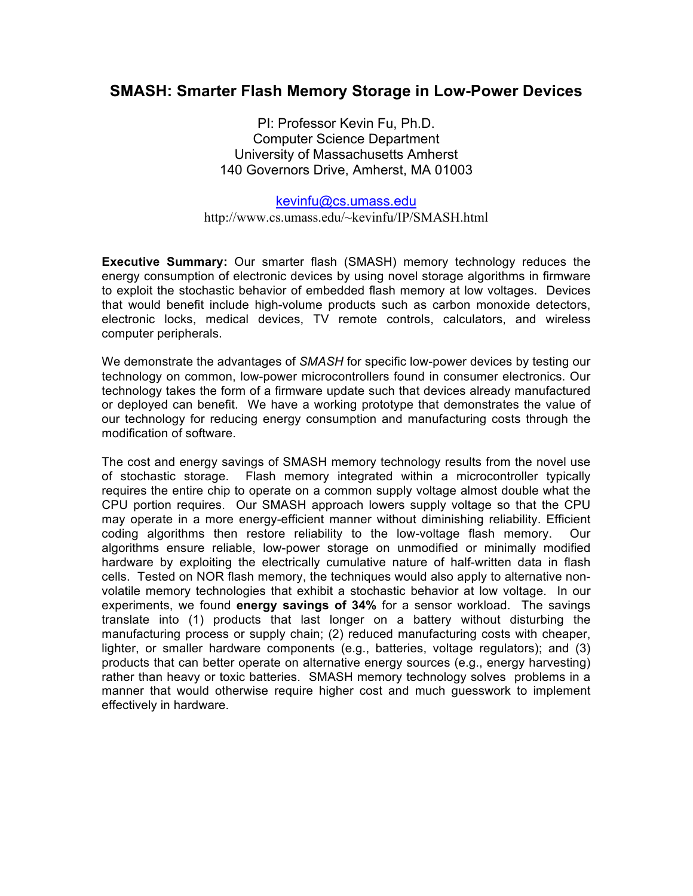# SMASH: Smarter Flash Memory Storage in Low-Power Devices

PI: Professor Kevin Fu, Ph.D.
Computer Science Department
University of Massachusetts Amherst
140 Governors Drive, Amherst, MA 01003

kevinfu@cs.umass.edu
http://www.cs.umass.edu/~kevinfu/IP/SMASH.html

**Executive Summary:** Our smarter flash (SMASH) memory technology reduces the energy consumption of electronic devices by using novel storage algorithms in firmware to exploit the stochastic behavior of embedded flash memory at low voltages. Devices that would benefit include high-volume products such as carbon monoxide detectors, electronic locks, medical devices, TV remote controls, calculators, and wireless computer peripherals.

We demonstrate the advantages of *SMASH* for specific low-power devices by testing our technology on common, low-power microcontrollers found in consumer electronics. Our technology takes the form of a firmware update such that devices already manufactured or deployed can benefit. We have a working prototype that demonstrates the value of our technology for reducing energy consumption and manufacturing costs through the modification of software.

The cost and energy savings of SMASH memory technology results from the novel use of stochastic storage. Flash memory integrated within a microcontroller typically requires the entire chip to operate on a common supply voltage almost double what the CPU portion requires. Our SMASH approach lowers supply voltage so that the CPU may operate in a more energy-efficient manner without diminishing reliability. Efficient coding algorithms then restore reliability to the low-voltage flash memory. Our algorithms ensure reliable, low-power storage on unmodified or minimally modified hardware by exploiting the electrically cumulative nature of half-written data in flash cells. Tested on NOR flash memory, the techniques would also apply to alternative non-volatile memory technologies that exhibit a stochastic behavior at low voltage. In our experiments, we found **energy savings of 34%** for a sensor workload. The savings translate into (1) products that last longer on a battery without disturbing the manufacturing process or supply chain; (2) reduced manufacturing costs with cheaper, lighter, or smaller hardware components (e.g., batteries, voltage regulators); and (3) products that can better operate on alternative energy sources (e.g., energy harvesting) rather than heavy or toxic batteries. SMASH memory technology solves problems in a manner that would otherwise require higher cost and much guesswork to implement effectively in hardware.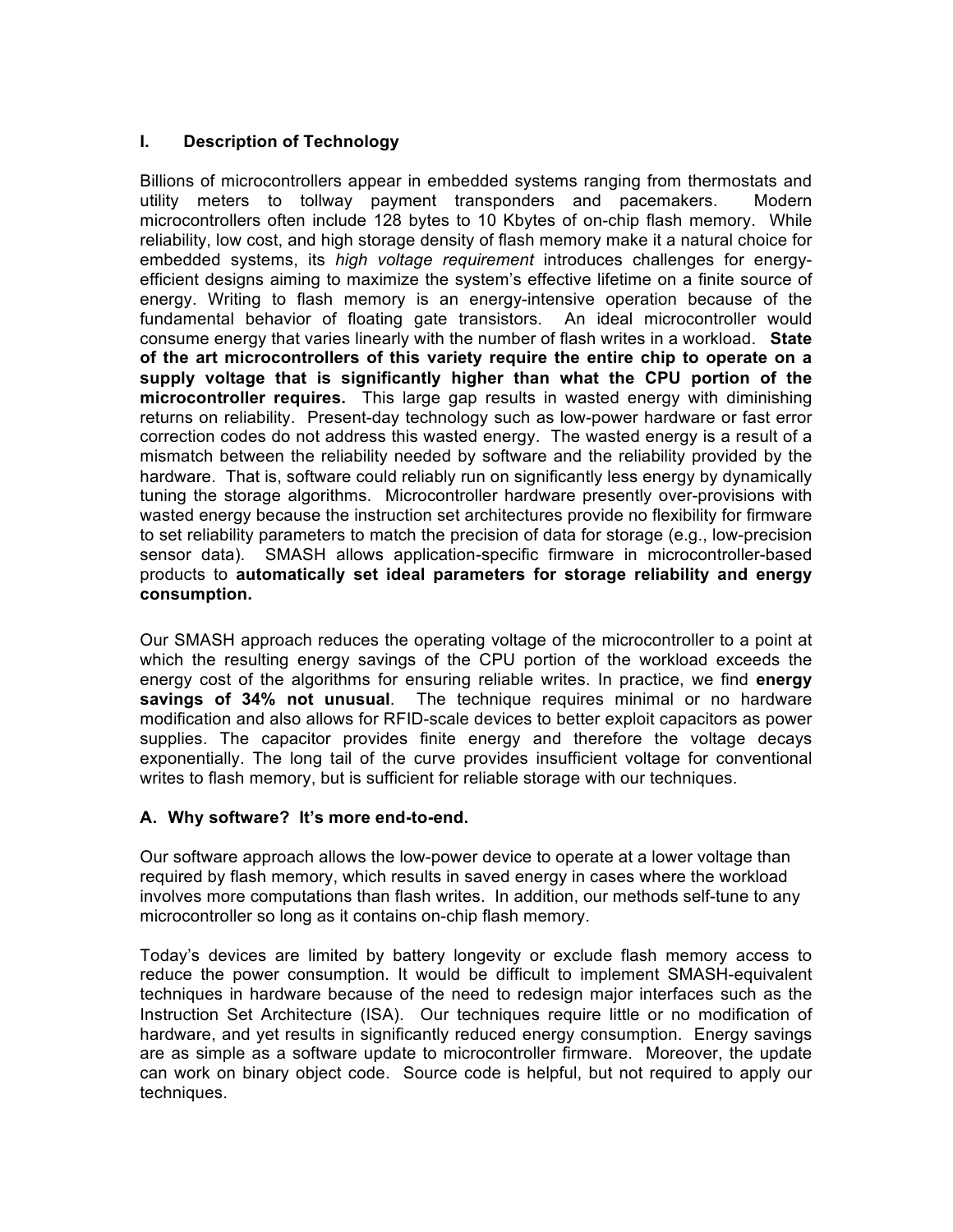## I. Description of Technology

Billions of microcontrollers appear in embedded systems ranging from thermostats and utility meters to tollway payment transponders and pacemakers. Modern microcontrollers often include 128 bytes to 10 Kbytes of on-chip flash memory. While reliability, low cost, and high storage density of flash memory make it a natural choice for embedded systems, its *high voltage requirement* introduces challenges for energy-efficient designs aiming to maximize the system's effective lifetime on a finite source of energy. Writing to flash memory is an energy-intensive operation because of the fundamental behavior of floating gate transistors. An ideal microcontroller would consume energy that varies linearly with the number of flash writes in a workload. **State of the art microcontrollers of this variety require the entire chip to operate on a supply voltage that is significantly higher than what the CPU portion of the microcontroller requires.** This large gap results in wasted energy with diminishing returns on reliability. Present-day technology such as low-power hardware or fast error correction codes do not address this wasted energy. The wasted energy is a result of a mismatch between the reliability needed by software and the reliability provided by the hardware. That is, software could reliably run on significantly less energy by dynamically tuning the storage algorithms. Microcontroller hardware presently over-provisions with wasted energy because the instruction set architectures provide no flexibility for firmware to set reliability parameters to match the precision of data for storage (e.g., low-precision sensor data). SMASH allows application-specific firmware in microcontroller-based products to **automatically set ideal parameters for storage reliability and energy consumption.**

Our SMASH approach reduces the operating voltage of the microcontroller to a point at which the resulting energy savings of the CPU portion of the workload exceeds the energy cost of the algorithms for ensuring reliable writes. In practice, we find **energy savings of 34% not unusual**. The technique requires minimal or no hardware modification and also allows for RFID-scale devices to better exploit capacitors as power supplies. The capacitor provides finite energy and therefore the voltage decays exponentially. The long tail of the curve provides insufficient voltage for conventional writes to flash memory, but is sufficient for reliable storage with our techniques.

### A. Why software? It's more end-to-end.

Our software approach allows the low-power device to operate at a lower voltage than required by flash memory, which results in saved energy in cases where the workload involves more computations than flash writes. In addition, our methods self-tune to any microcontroller so long as it contains on-chip flash memory.

Today's devices are limited by battery longevity or exclude flash memory access to reduce the power consumption. It would be difficult to implement SMASH-equivalent techniques in hardware because of the need to redesign major interfaces such as the Instruction Set Architecture (ISA). Our techniques require little or no modification of hardware, and yet results in significantly reduced energy consumption. Energy savings are as simple as a software update to microcontroller firmware. Moreover, the update can work on binary object code. Source code is helpful, but not required to apply our techniques.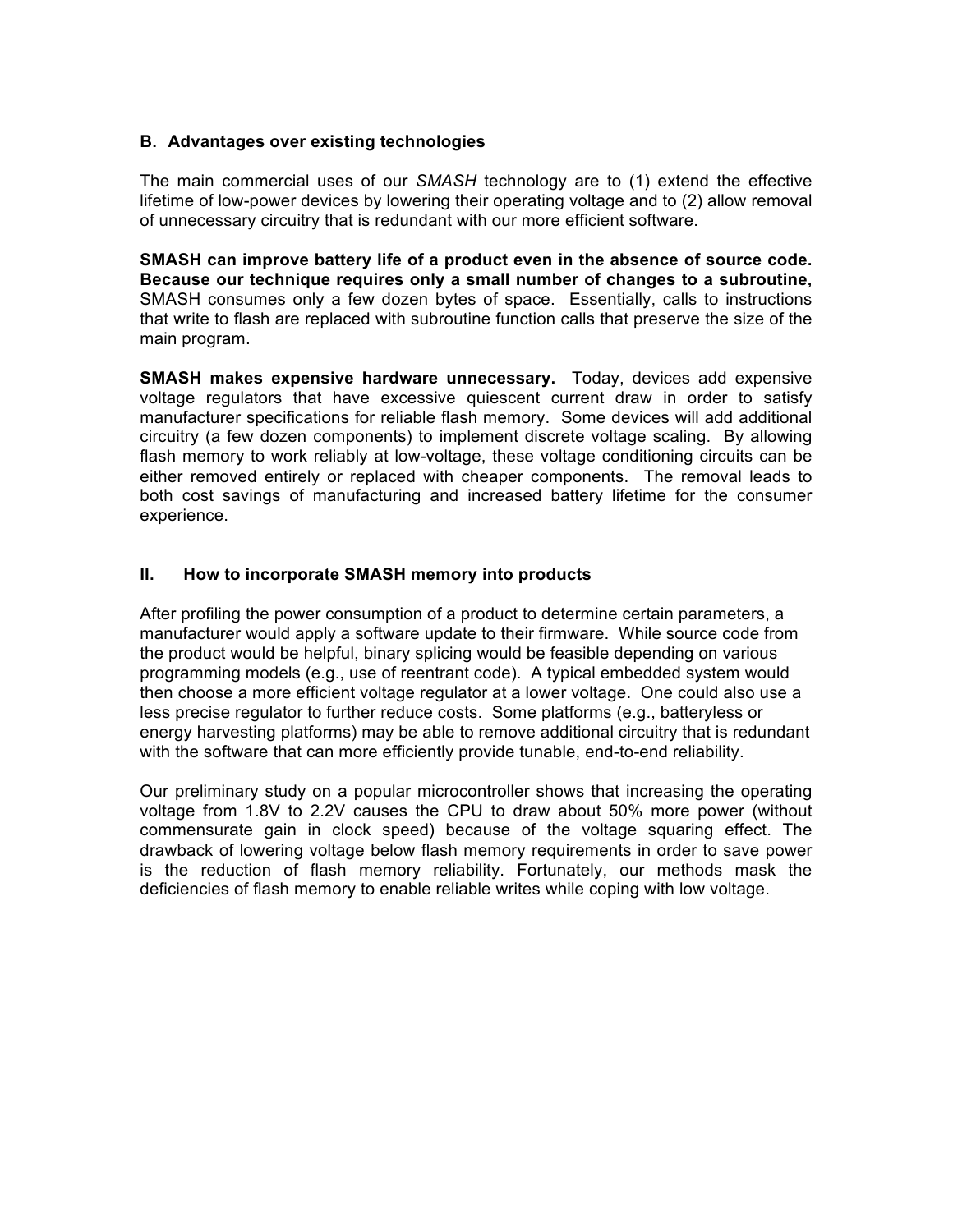### B. Advantages over existing technologies

The main commercial uses of our *SMASH* technology are to (1) extend the effective lifetime of low-power devices by lowering their operating voltage and to (2) allow removal of unnecessary circuitry that is redundant with our more efficient software.

**SMASH can improve battery life of a product even in the absence of source code. Because our technique requires only a small number of changes to a subroutine,** SMASH consumes only a few dozen bytes of space. Essentially, calls to instructions that write to flash are replaced with subroutine function calls that preserve the size of the main program.

**SMASH makes expensive hardware unnecessary.** Today, devices add expensive voltage regulators that have excessive quiescent current draw in order to satisfy manufacturer specifications for reliable flash memory. Some devices will add additional circuitry (a few dozen components) to implement discrete voltage scaling. By allowing flash memory to work reliably at low-voltage, these voltage conditioning circuits can be either removed entirely or replaced with cheaper components. The removal leads to both cost savings of manufacturing and increased battery lifetime for the consumer experience.

## II. How to incorporate SMASH memory into products

After profiling the power consumption of a product to determine certain parameters, a manufacturer would apply a software update to their firmware. While source code from the product would be helpful, binary splicing would be feasible depending on various programming models (e.g., use of reentrant code). A typical embedded system would then choose a more efficient voltage regulator at a lower voltage. One could also use a less precise regulator to further reduce costs. Some platforms (e.g., batteryless or energy harvesting platforms) may be able to remove additional circuitry that is redundant with the software that can more efficiently provide tunable, end-to-end reliability.

Our preliminary study on a popular microcontroller shows that increasing the operating voltage from 1.8V to 2.2V causes the CPU to draw about 50% more power (without commensurate gain in clock speed) because of the voltage squaring effect. The drawback of lowering voltage below flash memory requirements in order to save power is the reduction of flash memory reliability. Fortunately, our methods mask the deficiencies of flash memory to enable reliable writes while coping with low voltage.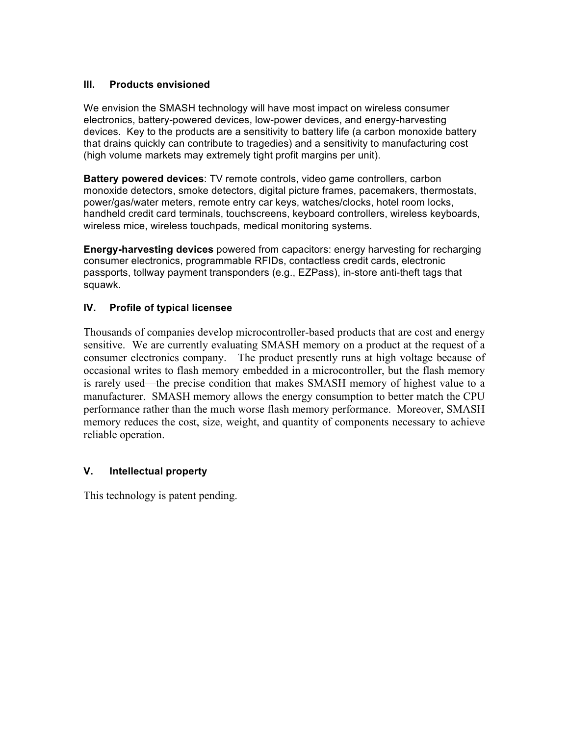## III. Products envisioned

We envision the SMASH technology will have most impact on wireless consumer electronics, battery-powered devices, low-power devices, and energy-harvesting devices. Key to the products are a sensitivity to battery life (a carbon monoxide battery that drains quickly can contribute to tragedies) and a sensitivity to manufacturing cost (high volume markets may extremely tight profit margins per unit).

**Battery powered devices**: TV remote controls, video game controllers, carbon monoxide detectors, smoke detectors, digital picture frames, pacemakers, thermostats, power/gas/water meters, remote entry car keys, watches/clocks, hotel room locks, handheld credit card terminals, touchscreens, keyboard controllers, wireless keyboards, wireless mice, wireless touchpads, medical monitoring systems.

**Energy-harvesting devices** powered from capacitors: energy harvesting for recharging consumer electronics, programmable RFIDs, contactless credit cards, electronic passports, tollway payment transponders (e.g., EZPass), in-store anti-theft tags that squawk.

## IV. Profile of typical licensee

Thousands of companies develop microcontroller-based products that are cost and energy sensitive. We are currently evaluating SMASH memory on a product at the request of a consumer electronics company. The product presently runs at high voltage because of occasional writes to flash memory embedded in a microcontroller, but the flash memory is rarely used—the precise condition that makes SMASH memory of highest value to a manufacturer. SMASH memory allows the energy consumption to better match the CPU performance rather than the much worse flash memory performance. Moreover, SMASH memory reduces the cost, size, weight, and quantity of components necessary to achieve reliable operation.

## V. Intellectual property

This technology is patent pending.